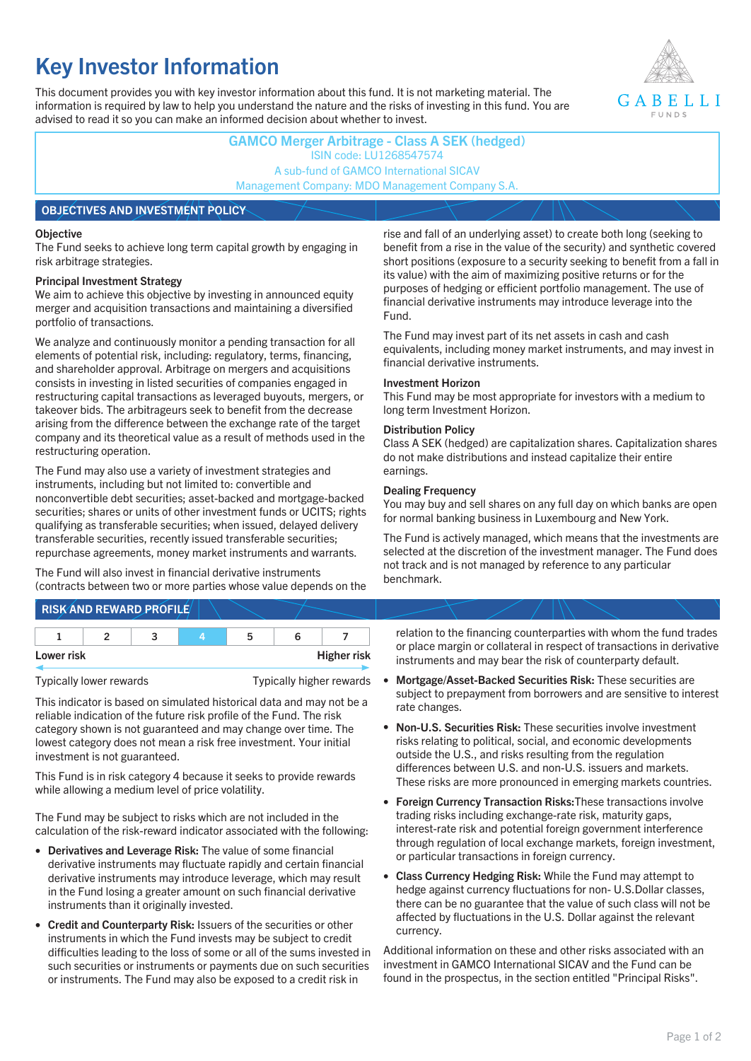# Key Investor Information

This document provides you with key investor information about this fund. It is not marketing material. The information is required by law to help you understand the nature and the risks of investing in this fund. You are advised to read it so you can make an informed decision about whether to invest.

GABELLI FUNDS

**GAMCO Merger Arbitrage - Class A SEK (hedged)**
ISIN code: LU1268547574
A sub-fund of GAMCO International SICAV
Management Company: MDO Management Company S.A.

## OBJECTIVES AND INVESTMENT POLICY

**Objective**
The Fund seeks to achieve long term capital growth by engaging in risk arbitrage strategies.

**Principal Investment Strategy**
We aim to achieve this objective by investing in announced equity merger and acquisition transactions and maintaining a diversified portfolio of transactions.

We analyze and continuously monitor a pending transaction for all elements of potential risk, including: regulatory, terms, financing, and shareholder approval. Arbitrage on mergers and acquisitions consists in investing in listed securities of companies engaged in restructuring capital transactions as leveraged buyouts, mergers, or takeover bids. The arbitrageurs seek to benefit from the decrease arising from the difference between the exchange rate of the target company and its theoretical value as a result of methods used in the restructuring operation.

The Fund may also use a variety of investment strategies and instruments, including but not limited to: convertible and nonconvertible debt securities; asset-backed and mortgage-backed securities; shares or units of other investment funds or UCITS; rights qualifying as transferable securities; when issued, delayed delivery transferable securities, recently issued transferable securities; repurchase agreements, money market instruments and warrants.

The Fund will also invest in financial derivative instruments (contracts between two or more parties whose value depends on the rise and fall of an underlying asset) to create both long (seeking to benefit from a rise in the value of the security) and synthetic covered short positions (exposure to a security seeking to benefit from a fall in its value) with the aim of maximizing positive returns or for the purposes of hedging or efficient portfolio management. The use of financial derivative instruments may introduce leverage into the Fund.

The Fund may invest part of its net assets in cash and cash equivalents, including money market instruments, and may invest in financial derivative instruments.

**Investment Horizon**
This Fund may be most appropriate for investors with a medium to long term Investment Horizon.

**Distribution Policy**
Class A SEK (hedged) are capitalization shares. Capitalization shares do not make distributions and instead capitalize their entire earnings.

**Dealing Frequency**
You may buy and sell shares on any full day on which banks are open for normal banking business in Luxembourg and New York.

The Fund is actively managed, which means that the investments are selected at the discretion of the investment manager. The Fund does not track and is not managed by reference to any particular benchmark.

## RISK AND REWARD PROFILE

| 1 | 2 | 3 | **4** | 5 | 6 | 7 |
|---|---|---|---|---|---|---|

**Lower risk** — **Higher risk**

Typically lower rewards — Typically higher rewards

This indicator is based on simulated historical data and may not be a reliable indication of the future risk profile of the Fund. The risk category shown is not guaranteed and may change over time. The lowest category does not mean a risk free investment. Your initial investment is not guaranteed.

This Fund is in risk category 4 because it seeks to provide rewards while allowing a medium level of price volatility.

The Fund may be subject to risks which are not included in the calculation of the risk-reward indicator associated with the following:

- **Derivatives and Leverage Risk:** The value of some financial derivative instruments may fluctuate rapidly and certain financial derivative instruments may introduce leverage, which may result in the Fund losing a greater amount on such financial derivative instruments than it originally invested.
- **Credit and Counterparty Risk:** Issuers of the securities or other instruments in which the Fund invests may be subject to credit difficulties leading to the loss of some or all of the sums invested in such securities or instruments or payments due on such securities or instruments. The Fund may also be exposed to a credit risk in relation to the financing counterparties with whom the fund trades or place margin or collateral in respect of transactions in derivative instruments and may bear the risk of counterparty default.
- **Mortgage/Asset-Backed Securities Risk:** These securities are subject to prepayment from borrowers and are sensitive to interest rate changes.
- **Non-U.S. Securities Risk:** These securities involve investment risks relating to political, social, and economic developments outside the U.S., and risks resulting from the regulation differences between U.S. and non-U.S. issuers and markets. These risks are more pronounced in emerging markets countries.
- **Foreign Currency Transaction Risks:**These transactions involve trading risks including exchange-rate risk, maturity gaps, interest-rate risk and potential foreign government interference through regulation of local exchange markets, foreign investment, or particular transactions in foreign currency.
- **Class Currency Hedging Risk:** While the Fund may attempt to hedge against currency fluctuations for non- U.S.Dollar classes, there can be no guarantee that the value of such class will not be affected by fluctuations in the U.S. Dollar against the relevant currency.

Additional information on these and other risks associated with an investment in GAMCO International SICAV and the Fund can be found in the prospectus, in the section entitled "Principal Risks".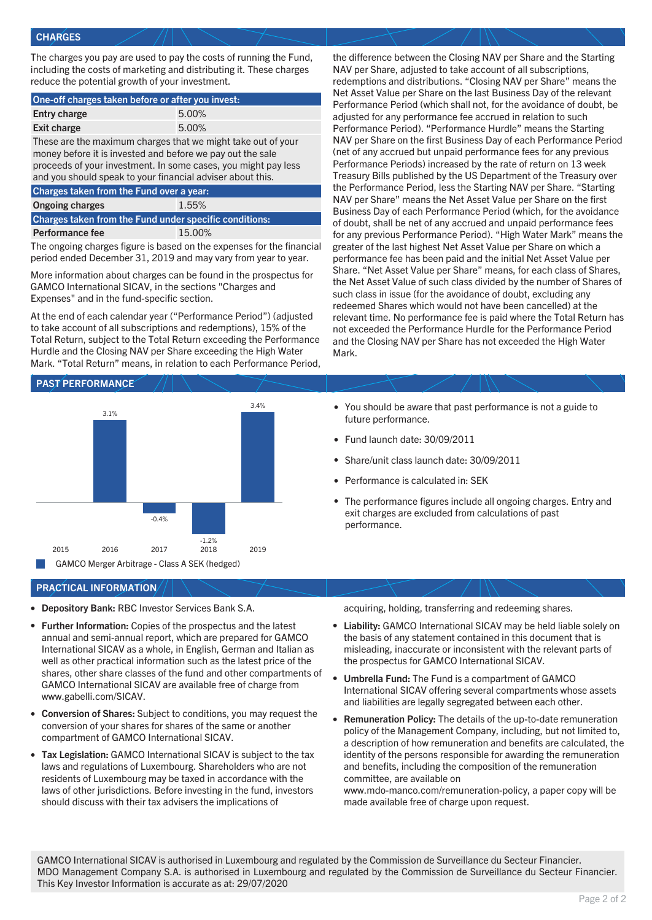## CHARGES

The charges you pay are used to pay the costs of running the Fund, including the costs of marketing and distributing it. These charges reduce the potential growth of your investment.

| One-off charges taken before or after you invest: | |
|---|---|
| **Entry charge** | 5.00% |
| **Exit charge** | 5.00% |
| These are the maximum charges that we might take out of your money before it is invested and before we pay out the sale proceeds of your investment. In some cases, you might pay less and you should speak to your financial adviser about this. | |
| **Charges taken from the Fund over a year:** | |
| **Ongoing charges** | 1.55% |
| **Charges taken from the Fund under specific conditions:** | |
| **Performance fee** | 15.00% |

The ongoing charges figure is based on the expenses for the financial period ended December 31, 2019 and may vary from year to year.

More information about charges can be found in the prospectus for GAMCO International SICAV, in the sections "Charges and Expenses" and in the fund-specific section.

At the end of each calendar year ("Performance Period") (adjusted to take account of all subscriptions and redemptions), 15% of the Total Return, subject to the Total Return exceeding the Performance Hurdle and the Closing NAV per Share exceeding the High Water Mark. "Total Return" means, in relation to each Performance Period, the difference between the Closing NAV per Share and the Starting NAV per Share, adjusted to take account of all subscriptions, redemptions and distributions. "Closing NAV per Share" means the Net Asset Value per Share on the last Business Day of the relevant Performance Period (which shall not, for the avoidance of doubt, be adjusted for any performance fee accrued in relation to such Performance Period). "Performance Hurdle" means the Starting NAV per Share on the first Business Day of each Performance Period (net of any accrued but unpaid performance fees for any previous Performance Periods) increased by the rate of return on 13 week Treasury Bills published by the US Department of the Treasury over the Performance Period, less the Starting NAV per Share. "Starting NAV per Share" means the Net Asset Value per Share on the first Business Day of each Performance Period (which, for the avoidance of doubt, shall be net of any accrued and unpaid performance fees for any previous Performance Period). "High Water Mark" means the greater of the last highest Net Asset Value per Share on which a performance fee has been paid and the initial Net Asset Value per Share. "Net Asset Value per Share" means, for each class of Shares, the Net Asset Value of such class divided by the number of Shares of such class in issue (for the avoidance of doubt, excluding any redeemed Shares which would not have been cancelled) at the relevant time. No performance fee is paid where the Total Return has not exceeded the Performance Hurdle for the Performance Period and the Closing NAV per Share has not exceeded the High Water Mark.

## PAST PERFORMANCE

3.1%
3.4%
-0.4%
-1.2%
2015 2016 2017 2018 2019

GAMCO Merger Arbitrage - Class A SEK (hedged)

- You should be aware that past performance is not a guide to future performance.
- Fund launch date: 30/09/2011
- Share/unit class launch date: 30/09/2011
- Performance is calculated in: SEK
- The performance figures include all ongoing charges. Entry and exit charges are excluded from calculations of past performance.

## PRACTICAL INFORMATION

- **Depository Bank:** RBC Investor Services Bank S.A.
- **Further Information:** Copies of the prospectus and the latest annual and semi-annual report, which are prepared for GAMCO International SICAV as a whole, in English, German and Italian as well as other practical information such as the latest price of the shares, other share classes of the fund and other compartments of GAMCO International SICAV are available free of charge from www.gabelli.com/SICAV.
- **Conversion of Shares:** Subject to conditions, you may request the conversion of your shares for shares of the same or another compartment of GAMCO International SICAV.
- **Tax Legislation:** GAMCO International SICAV is subject to the tax laws and regulations of Luxembourg. Shareholders who are not residents of Luxembourg may be taxed in accordance with the laws of other jurisdictions. Before investing in the fund, investors should discuss with their tax advisers the implications of acquiring, holding, transferring and redeeming shares.
- **Liability:** GAMCO International SICAV may be held liable solely on the basis of any statement contained in this document that is misleading, inaccurate or inconsistent with the relevant parts of the prospectus for GAMCO International SICAV.
- **Umbrella Fund:** The Fund is a compartment of GAMCO International SICAV offering several compartments whose assets and liabilities are legally segregated between each other.
- **Remuneration Policy:** The details of the up-to-date remuneration policy of the Management Company, including, but not limited to, a description of how remuneration and benefits are calculated, the identity of the persons responsible for awarding the remuneration and benefits, including the composition of the remuneration committee, are available on www.mdo-manco.com/remuneration-policy, a paper copy will be made available free of charge upon request.

GAMCO International SICAV is authorised in Luxembourg and regulated by the Commission de Surveillance du Secteur Financier.
MDO Management Company S.A. is authorised in Luxembourg and regulated by the Commission de Surveillance du Secteur Financier.
This Key Investor Information is accurate as at: 29/07/2020